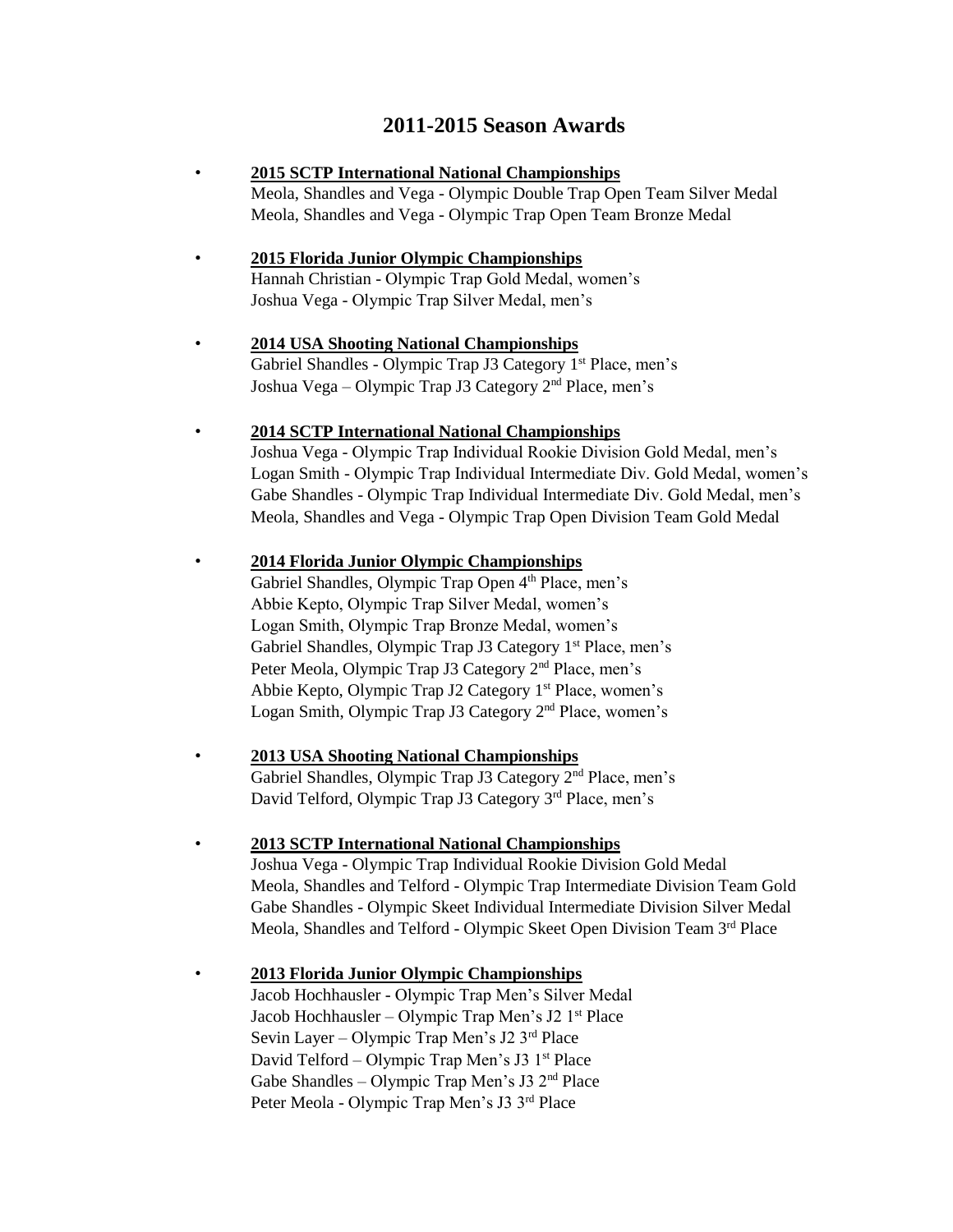# 2011-2015 Season Awards

- **2015 SCTP International National Championships**
  Meola, Shandles and Vega - Olympic Double Trap Open Team Silver Medal
  Meola, Shandles and Vega - Olympic Trap Open Team Bronze Medal

- **2015 Florida Junior Olympic Championships**
  Hannah Christian - Olympic Trap Gold Medal, women's
  Joshua Vega - Olympic Trap Silver Medal, men's

- **2014 USA Shooting National Championships**
  Gabriel Shandles - Olympic Trap J3 Category 1st Place, men's
  Joshua Vega – Olympic Trap J3 Category 2nd Place, men's

- **2014 SCTP International National Championships**
  Joshua Vega - Olympic Trap Individual Rookie Division Gold Medal, men's
  Logan Smith - Olympic Trap Individual Intermediate Div. Gold Medal, women's
  Gabe Shandles - Olympic Trap Individual Intermediate Div. Gold Medal, men's
  Meola, Shandles and Vega - Olympic Trap Open Division Team Gold Medal

- **2014 Florida Junior Olympic Championships**
  Gabriel Shandles, Olympic Trap Open 4th Place, men's
  Abbie Kepto, Olympic Trap Silver Medal, women's
  Logan Smith, Olympic Trap Bronze Medal, women's
  Gabriel Shandles, Olympic Trap J3 Category 1st Place, men's
  Peter Meola, Olympic Trap J3 Category 2nd Place, men's
  Abbie Kepto, Olympic Trap J2 Category 1st Place, women's
  Logan Smith, Olympic Trap J3 Category 2nd Place, women's

- **2013 USA Shooting National Championships**
  Gabriel Shandles, Olympic Trap J3 Category 2nd Place, men's
  David Telford, Olympic Trap J3 Category 3rd Place, men's

- **2013 SCTP International National Championships**
  Joshua Vega - Olympic Trap Individual Rookie Division Gold Medal
  Meola, Shandles and Telford - Olympic Trap Intermediate Division Team Gold
  Gabe Shandles - Olympic Skeet Individual Intermediate Division Silver Medal
  Meola, Shandles and Telford - Olympic Skeet Open Division Team 3rd Place

- **2013 Florida Junior Olympic Championships**
  Jacob Hochhausler - Olympic Trap Men's Silver Medal
  Jacob Hochhausler – Olympic Trap Men's J2 1st Place
  Sevin Layer – Olympic Trap Men's J2 3rd Place
  David Telford – Olympic Trap Men's J3 1st Place
  Gabe Shandles – Olympic Trap Men's J3 2nd Place
  Peter Meola - Olympic Trap Men's J3 3rd Place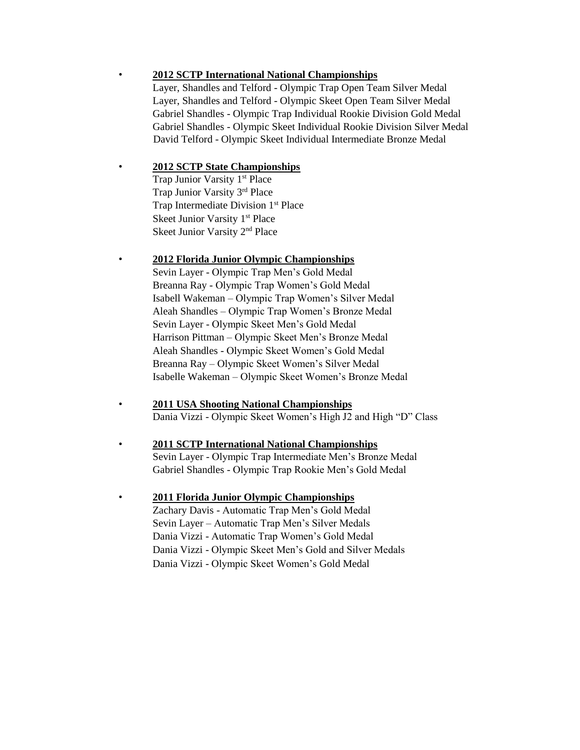- **<u>2012 SCTP International National Championships</u>**
  Layer, Shandles and Telford - Olympic Trap Open Team Silver Medal
  Layer, Shandles and Telford - Olympic Skeet Open Team Silver Medal
  Gabriel Shandles - Olympic Trap Individual Rookie Division Gold Medal
  Gabriel Shandles - Olympic Skeet Individual Rookie Division Silver Medal
  David Telford - Olympic Skeet Individual Intermediate Bronze Medal

- **<u>2012 SCTP State Championships</u>**
  Trap Junior Varsity 1st Place
  Trap Junior Varsity 3rd Place
  Trap Intermediate Division 1st Place
  Skeet Junior Varsity 1st Place
  Skeet Junior Varsity 2nd Place

- **<u>2012 Florida Junior Olympic Championships</u>**
  Sevin Layer - Olympic Trap Men's Gold Medal
  Breanna Ray - Olympic Trap Women's Gold Medal
  Isabell Wakeman – Olympic Trap Women's Silver Medal
  Aleah Shandles – Olympic Trap Women's Bronze Medal
  Sevin Layer - Olympic Skeet Men's Gold Medal
  Harrison Pittman – Olympic Skeet Men's Bronze Medal
  Aleah Shandles - Olympic Skeet Women's Gold Medal
  Breanna Ray – Olympic Skeet Women's Silver Medal
  Isabelle Wakeman – Olympic Skeet Women's Bronze Medal

- **<u>2011 USA Shooting National Championships</u>**
  Dania Vizzi - Olympic Skeet Women's High J2 and High "D" Class

- **<u>2011 SCTP International National Championships</u>**
  Sevin Layer - Olympic Trap Intermediate Men's Bronze Medal
  Gabriel Shandles - Olympic Trap Rookie Men's Gold Medal

- **<u>2011 Florida Junior Olympic Championships</u>**
  Zachary Davis - Automatic Trap Men's Gold Medal
  Sevin Layer – Automatic Trap Men's Silver Medals
  Dania Vizzi - Automatic Trap Women's Gold Medal
  Dania Vizzi - Olympic Skeet Men's Gold and Silver Medals
  Dania Vizzi - Olympic Skeet Women's Gold Medal